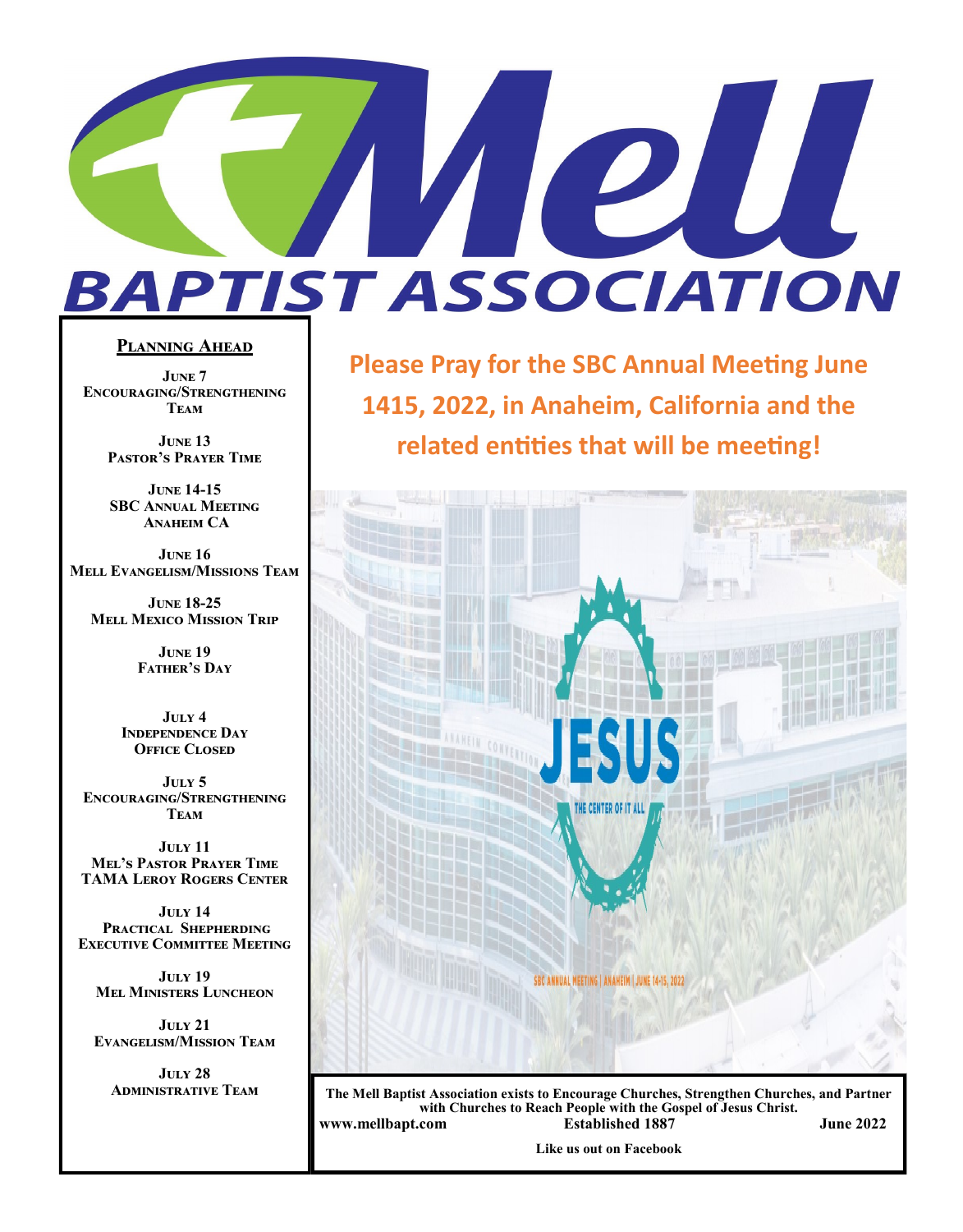# Mell BAPTIST ASSOCIATION

## Planning Ahead

**June 7**
**Encouraging/Strengthening Team**

**June 13**
**Pastor's Prayer Time**

**June 14-15**
**SBC Annual Meeting**
**Anaheim CA**

**June 16**
**Mell Evangelism/Missions Team**

**June 18-25**
**Mell Mexico Mission Trip**

**June 19**
**Father's Day**

**July 4**
**Independence Day**
**Office Closed**

**July 5**
**Encouraging/Strengthening Team**

**July 11**
**Mel's Pastor Prayer Time**
**TAMA Leroy Rogers Center**

**July 14**
**Practical Shepherding**
**Executive Committee Meeting**

**July 19**
**Mel Ministers Luncheon**

**July 21**
**Evangelism/Mission Team**

**July 28**
**Administrative Team**

## Please Pray for the SBC Annual Meeting June 1415, 2022, in Anaheim, California and the related entities that will be meeting!

JESUS
THE CENTER OF IT ALL

SBC ANNUAL MEETING | ANAHEIM | JUNE 14-15, 2022

**The Mell Baptist Association exists to Encourage Churches, Strengthen Churches, and Partner with Churches to Reach People with the Gospel of Jesus Christ.**

**www.mellbapt.com** **Established 1887** **June 2022**

**Like us out on Facebook**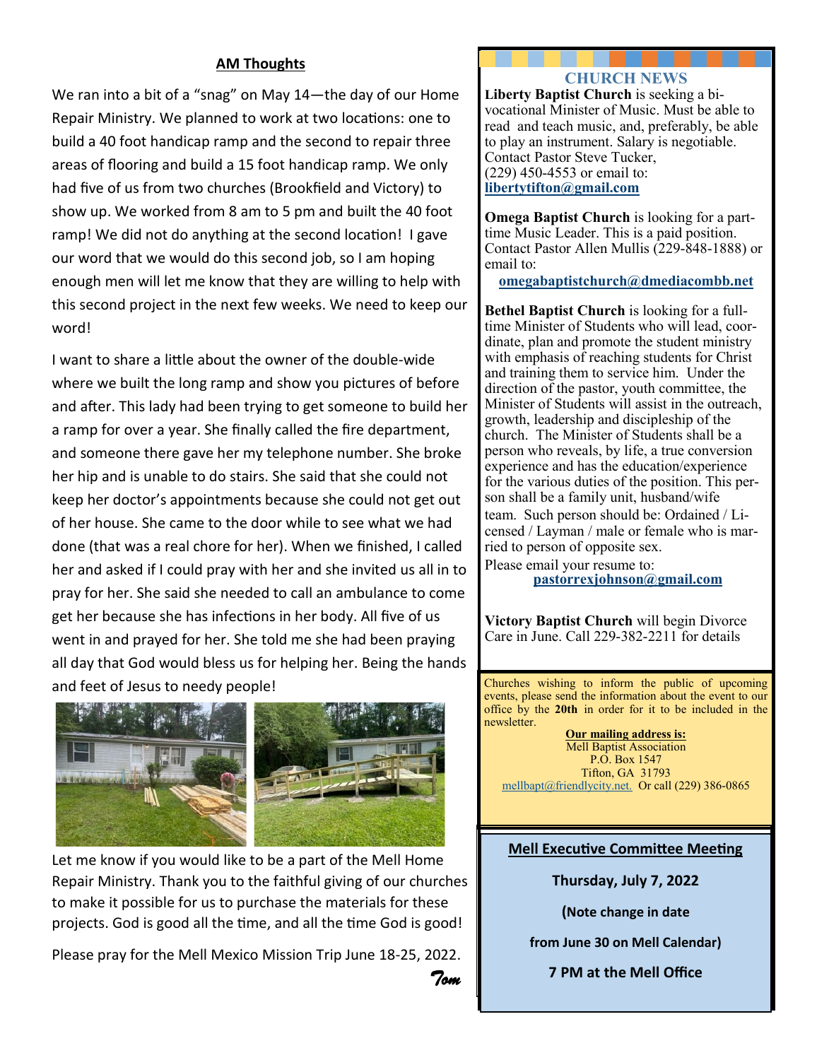## AM Thoughts

We ran into a bit of a "snag" on May 14—the day of our Home Repair Ministry. We planned to work at two locations: one to build a 40 foot handicap ramp and the second to repair three areas of flooring and build a 15 foot handicap ramp. We only had five of us from two churches (Brookfield and Victory) to show up. We worked from 8 am to 5 pm and built the 40 foot ramp! We did not do anything at the second location! I gave our word that we would do this second job, so I am hoping enough men will let me know that they are willing to help with this second project in the next few weeks. We need to keep our word!

I want to share a little about the owner of the double-wide where we built the long ramp and show you pictures of before and after. This lady had been trying to get someone to build her a ramp for over a year. She finally called the fire department, and someone there gave her my telephone number. She broke her hip and is unable to do stairs. She said that she could not keep her doctor's appointments because she could not get out of her house. She came to the door while to see what we had done (that was a real chore for her). When we finished, I called her and asked if I could pray with her and she invited us all in to pray for her. She said she needed to call an ambulance to come get her because she has infections in her body. All five of us went in and prayed for her. She told me she had been praying all day that God would bless us for helping her. Being the hands and feet of Jesus to needy people!

Let me know if you would like to be a part of the Mell Home Repair Ministry. Thank you to the faithful giving of our churches to make it possible for us to purchase the materials for these projects. God is good all the time, and all the time God is good!

Please pray for the Mell Mexico Mission Trip June 18-25, 2022.

*Tom*

## CHURCH NEWS

**Liberty Baptist Church** is seeking a bi-vocational Minister of Music. Must be able to read and teach music, and, preferably, be able to play an instrument. Salary is negotiable. Contact Pastor Steve Tucker, (229) 450-4553 or email to: **libertytifton@gmail.com**

**Omega Baptist Church** is looking for a part-time Music Leader. This is a paid position. Contact Pastor Allen Mullis (229-848-1888) or email to: **omegabaptistchurch@dmediacombb.net**

**Bethel Baptist Church** is looking for a full-time Minister of Students who will lead, coordinate, plan and promote the student ministry with emphasis of reaching students for Christ and training them to service him. Under the direction of the pastor, youth committee, the Minister of Students will assist in the outreach, growth, leadership and discipleship of the church. The Minister of Students shall be a person who reveals, by life, a true conversion experience and has the education/experience for the various duties of the position. This person shall be a family unit, husband/wife team. Such person should be: Ordained / Licensed / Layman / male or female who is married to person of opposite sex.
Please email your resume to: **pastorrexjohnson@gmail.com**

**Victory Baptist Church** will begin Divorce Care in June. Call 229-382-2211 for details

Churches wishing to inform the public of upcoming events, please send the information about the event to our office by the **20th** in order for it to be included in the newsletter.

**Our mailing address is:**
Mell Baptist Association
P.O. Box 1547
Tifton, GA 31793
mellbapt@friendlycity.net. Or call (229) 386-0865

**Mell Executive Committee Meeting**

**Thursday, July 7, 2022**

**(Note change in date from June 30 on Mell Calendar)**

**7 PM at the Mell Office**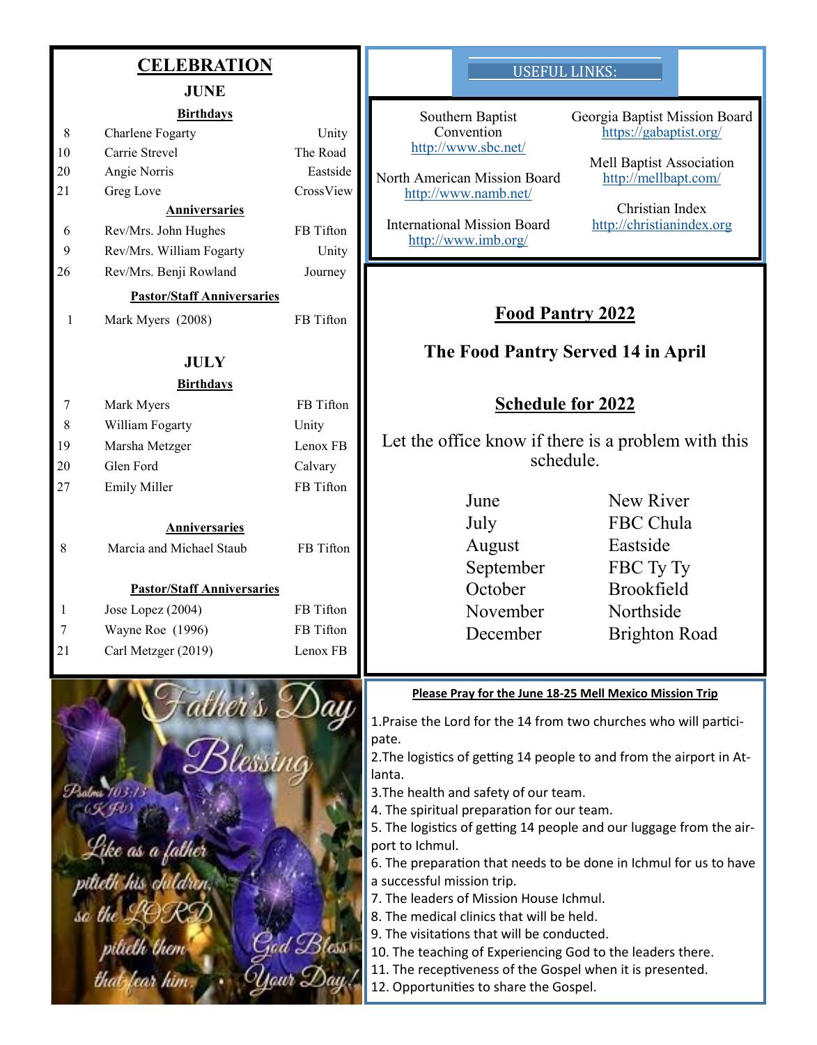# CELEBRATION

## JUNE

**Birthdays**

| | | |
|---|---|---|
| 8 | Charlene Fogarty | Unity |
| 10 | Carrie Strevel | The Road |
| 20 | Angie Norris | Eastside |
| 21 | Greg Love | CrossView |

**Anniversaries**

| | | |
|---|---|---|
| 6 | Rev/Mrs. John Hughes | FB Tifton |
| 9 | Rev/Mrs. William Fogarty | Unity |
| 26 | Rev/Mrs. Benji Rowland | Journey |

**Pastor/Staff Anniversaries**

| | | |
|---|---|---|
| 1 | Mark Myers (2008) | FB Tifton |

## JULY

**Birthdays**

| | | |
|---|---|---|
| 7 | Mark Myers | FB Tifton |
| 8 | William Fogarty | Unity |
| 19 | Marsha Metzger | Lenox FB |
| 20 | Glen Ford | Calvary |
| 27 | Emily Miller | FB Tifton |

**Anniversaries**

| | | |
|---|---|---|
| 8 | Marcia and Michael Staub | FB Tifton |

**Pastor/Staff Anniversaries**

| | | |
|---|---|---|
| 1 | Jose Lopez (2004) | FB Tifton |
| 7 | Wayne Roe (1996) | FB Tifton |
| 21 | Carl Metzger (2019) | Lenox FB |

Father's Day Blessing

Psalms 103:13 (KJV)

Like as a father pitieth his children, so the LORD pitieth them that fear him.

God Bless Your Day!

## USEFUL LINKS:

Southern Baptist Convention
http://www.sbc.net/

North American Mission Board
http://www.namb.net/

International Mission Board
http://www.imb.org/

Georgia Baptist Mission Board
https://gabaptist.org/

Mell Baptist Association
http://mellbapt.com/

Christian Index
http://christianindex.org

## Food Pantry 2022

### The Food Pantry Served 14 in April

## Schedule for 2022

Let the office know if there is a problem with this schedule.

| | |
|---|---|
| June | New River |
| July | FBC Chula |
| August | Eastside |
| September | FBC Ty Ty |
| October | Brookfield |
| November | Northside |
| December | Brighton Road |

**Please Pray for the June 18-25 Mell Mexico Mission Trip**

1. Praise the Lord for the 14 from two churches who will participate.
2. The logistics of getting 14 people to and from the airport in Atlanta.
3. The health and safety of our team.
4. The spiritual preparation for our team.
5. The logistics of getting 14 people and our luggage from the airport to Ichmul.
6. The preparation that needs to be done in Ichmul for us to have a successful mission trip.
7. The leaders of Mission House Ichmul.
8. The medical clinics that will be held.
9. The visitations that will be conducted.
10. The teaching of Experiencing God to the leaders there.
11. The receptiveness of the Gospel when it is presented.
12. Opportunities to share the Gospel.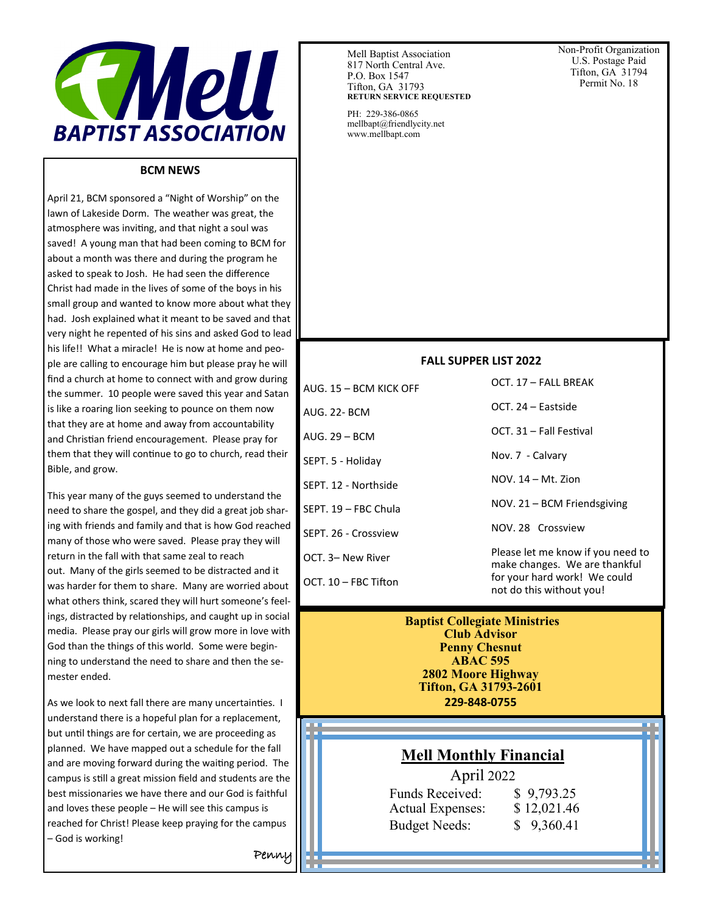# Mell BAPTIST ASSOCIATION

Mell Baptist Association
817 North Central Ave.
P.O. Box 1547
Tifton, GA 31793
**RETURN SERVICE REQUESTED**

PH: 229-386-0865
mellbapt@friendlycity.net
www.mellbapt.com

Non-Profit Organization
U.S. Postage Paid
Tifton, GA 31794
Permit No. 18

## BCM NEWS

April 21, BCM sponsored a "Night of Worship" on the lawn of Lakeside Dorm. The weather was great, the atmosphere was inviting, and that night a soul was saved! A young man that had been coming to BCM for about a month was there and during the program he asked to speak to Josh. He had seen the difference Christ had made in the lives of some of the boys in his small group and wanted to know more about what they had. Josh explained what it meant to be saved and that very night he repented of his sins and asked God to lead his life!! What a miracle! He is now at home and people are calling to encourage him but please pray he will find a church at home to connect with and grow during the summer. 10 people were saved this year and Satan is like a roaring lion seeking to pounce on them now that they are at home and away from accountability and Christian friend encouragement. Please pray for them that they will continue to go to church, read their Bible, and grow.

This year many of the guys seemed to understand the need to share the gospel, and they did a great job sharing with friends and family and that is how God reached many of those who were saved. Please pray they will return in the fall with that same zeal to reach out. Many of the girls seemed to be distracted and it was harder for them to share. Many are worried about what others think, scared they will hurt someone's feelings, distracted by relationships, and caught up in social media. Please pray our girls will grow more in love with God than the things of this world. Some were beginning to understand the need to share and then the semester ended.

As we look to next fall there are many uncertainties. I understand there is a hopeful plan for a replacement, but until things are for certain, we are proceeding as planned. We have mapped out a schedule for the fall and are moving forward during the waiting period. The campus is still a great mission field and students are the best missionaries we have there and our God is faithful and loves these people – He will see this campus is reached for Christ! Please keep praying for the campus – God is working!

Penny

## FALL SUPPER LIST 2022

AUG. 15 – BCM KICK OFF
AUG. 22- BCM
AUG. 29 – BCM
SEPT. 5 - Holiday
SEPT. 12 - Northside
SEPT. 19 – FBC Chula
SEPT. 26 - Crossview
OCT. 3– New River
OCT. 10 – FBC Tifton
OCT. 17 – FALL BREAK
OCT. 24 – Eastside
OCT. 31 – Fall Festival
Nov. 7 - Calvary
NOV. 14 – Mt. Zion
NOV. 21 – BCM Friendsgiving
NOV. 28 Crossview

Please let me know if you need to make changes. We are thankful for your hard work! We could not do this without you!

**Baptist Collegiate Ministries**
**Club Advisor**
**Penny Chesnut**
**ABAC 595**
**2802 Moore Highway**
**Tifton, GA 31793-2601**
**229-848-0755**

## Mell Monthly Financial

April 2022

| | |
|---|---|
| Funds Received: | $ 9,793.25 |
| Actual Expenses: | $ 12,021.46 |
| Budget Needs: | $ 9,360.41 |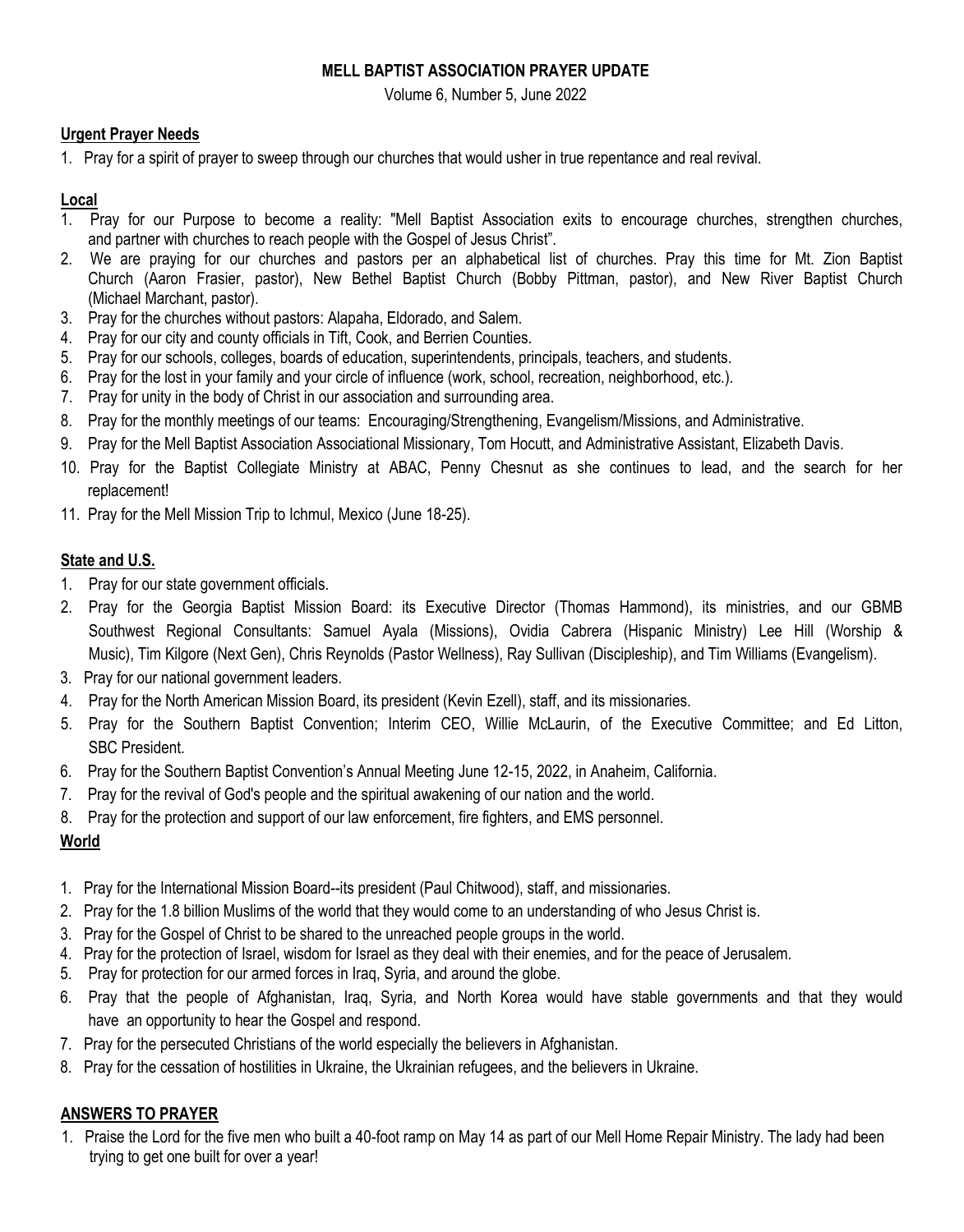**MELL BAPTIST ASSOCIATION PRAYER UPDATE**

Volume 6, Number 5, June 2022

**Urgent Prayer Needs**

1. Pray for a spirit of prayer to sweep through our churches that would usher in true repentance and real revival.

**Local**

1. Pray for our Purpose to become a reality: "Mell Baptist Association exits to encourage churches, strengthen churches, and partner with churches to reach people with the Gospel of Jesus Christ".
2. We are praying for our churches and pastors per an alphabetical list of churches. Pray this time for Mt. Zion Baptist Church (Aaron Frasier, pastor), New Bethel Baptist Church (Bobby Pittman, pastor), and New River Baptist Church (Michael Marchant, pastor).
3. Pray for the churches without pastors: Alapaha, Eldorado, and Salem.
4. Pray for our city and county officials in Tift, Cook, and Berrien Counties.
5. Pray for our schools, colleges, boards of education, superintendents, principals, teachers, and students.
6. Pray for the lost in your family and your circle of influence (work, school, recreation, neighborhood, etc.).
7. Pray for unity in the body of Christ in our association and surrounding area.
8. Pray for the monthly meetings of our teams: Encouraging/Strengthening, Evangelism/Missions, and Administrative.
9. Pray for the Mell Baptist Association Associational Missionary, Tom Hocutt, and Administrative Assistant, Elizabeth Davis.
10. Pray for the Baptist Collegiate Ministry at ABAC, Penny Chesnut as she continues to lead, and the search for her replacement!
11. Pray for the Mell Mission Trip to Ichmul, Mexico (June 18-25).

**State and U.S.**

1. Pray for our state government officials.
2. Pray for the Georgia Baptist Mission Board: its Executive Director (Thomas Hammond), its ministries, and our GBMB Southwest Regional Consultants: Samuel Ayala (Missions), Ovidia Cabrera (Hispanic Ministry) Lee Hill (Worship & Music), Tim Kilgore (Next Gen), Chris Reynolds (Pastor Wellness), Ray Sullivan (Discipleship), and Tim Williams (Evangelism).
3. Pray for our national government leaders.
4. Pray for the North American Mission Board, its president (Kevin Ezell), staff, and its missionaries.
5. Pray for the Southern Baptist Convention; Interim CEO, Willie McLaurin, of the Executive Committee; and Ed Litton, SBC President.
6. Pray for the Southern Baptist Convention's Annual Meeting June 12-15, 2022, in Anaheim, California.
7. Pray for the revival of God's people and the spiritual awakening of our nation and the world.
8. Pray for the protection and support of our law enforcement, fire fighters, and EMS personnel.

**World**

1. Pray for the International Mission Board--its president (Paul Chitwood), staff, and missionaries.
2. Pray for the 1.8 billion Muslims of the world that they would come to an understanding of who Jesus Christ is.
3. Pray for the Gospel of Christ to be shared to the unreached people groups in the world.
4. Pray for the protection of Israel, wisdom for Israel as they deal with their enemies, and for the peace of Jerusalem.
5. Pray for protection for our armed forces in Iraq, Syria, and around the globe.
6. Pray that the people of Afghanistan, Iraq, Syria, and North Korea would have stable governments and that they would have an opportunity to hear the Gospel and respond.
7. Pray for the persecuted Christians of the world especially the believers in Afghanistan.
8. Pray for the cessation of hostilities in Ukraine, the Ukrainian refugees, and the believers in Ukraine.

**ANSWERS TO PRAYER**

1. Praise the Lord for the five men who built a 40-foot ramp on May 14 as part of our Mell Home Repair Ministry. The lady had been trying to get one built for over a year!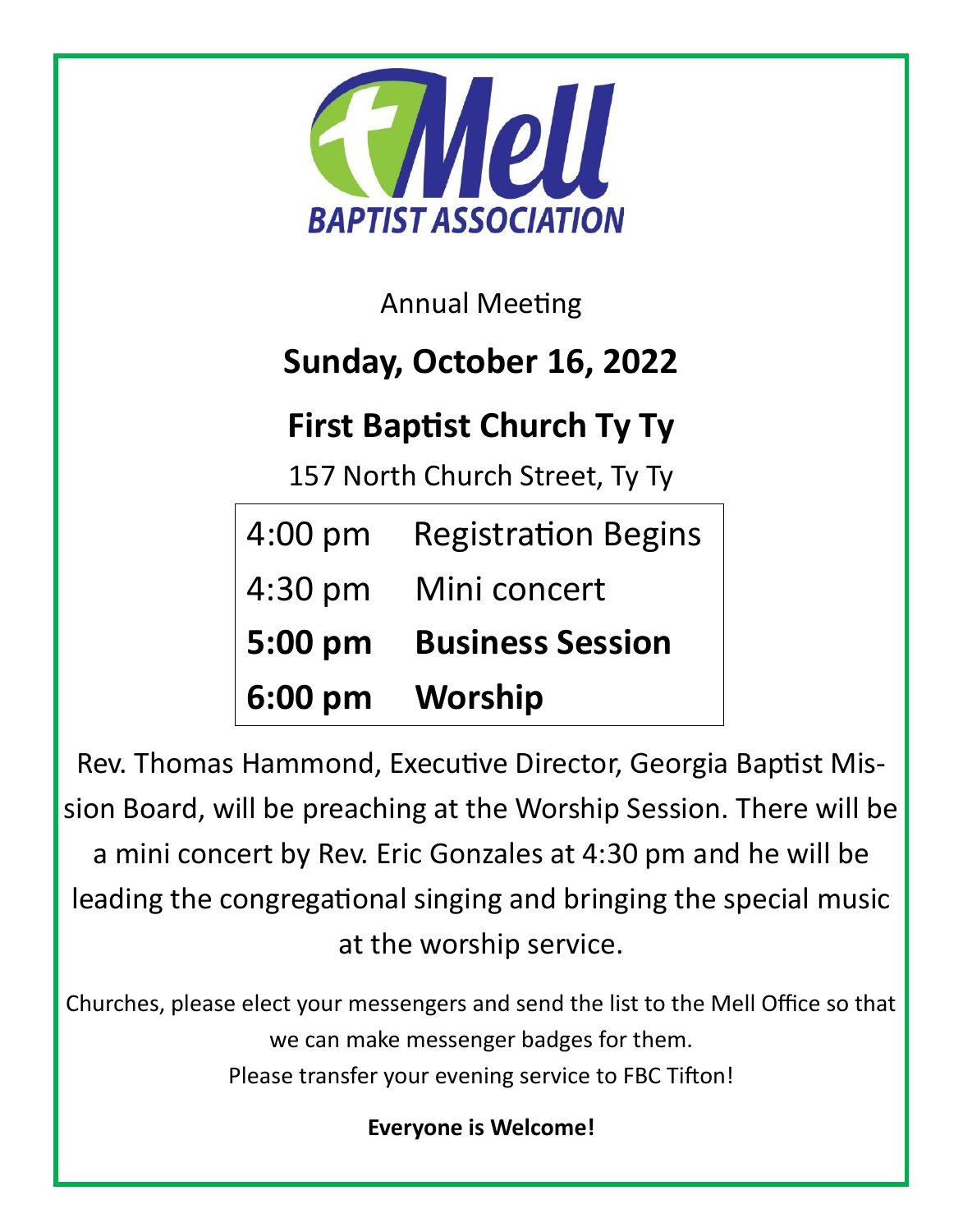# Mell BAPTIST ASSOCIATION

Annual Meeting

## Sunday, October 16, 2022

## First Baptist Church Ty Ty

157 North Church Street, Ty Ty

| | |
|---|---|
| 4:00 pm | Registration Begins |
| 4:30 pm | Mini concert |
| **5:00 pm** | **Business Session** |
| **6:00 pm** | **Worship** |

Rev. Thomas Hammond, Executive Director, Georgia Baptist Mission Board, will be preaching at the Worship Session. There will be a mini concert by Rev. Eric Gonzales at 4:30 pm and he will be leading the congregational singing and bringing the special music at the worship service.

Churches, please elect your messengers and send the list to the Mell Office so that we can make messenger badges for them.

Please transfer your evening service to FBC Tifton!

**Everyone is Welcome!**